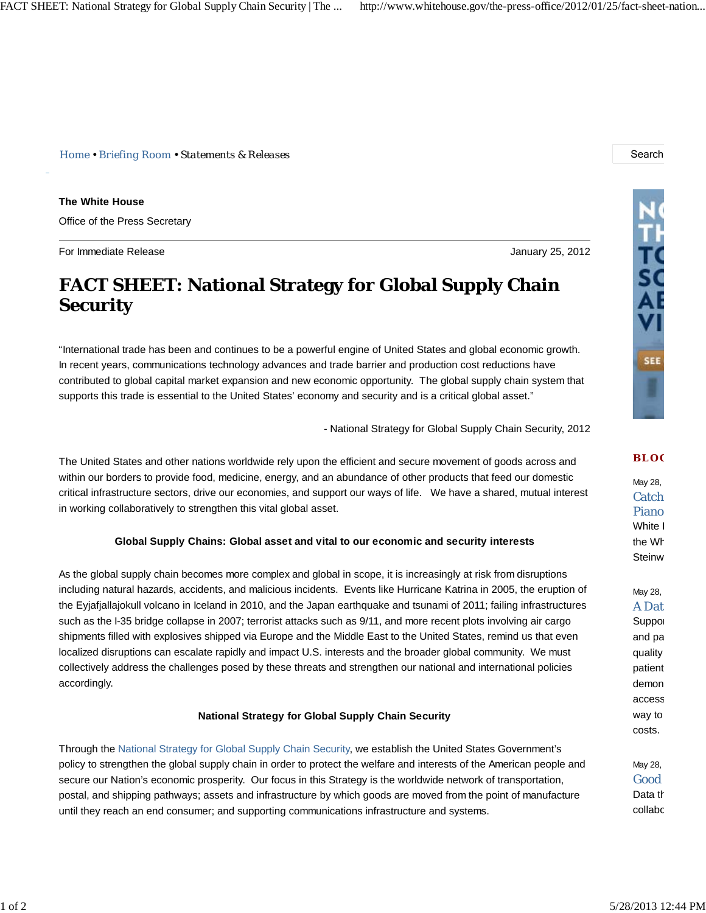Home • Briefing Room • Statements & Releases

**The White House**

Office of the Press Secretary

For Immediate Release January 25, 2012

# FACT SHEET: National Strategy for Global Supply Chain Security

"International trade has been and continues to be a powerful engine of United States and global economic growth. In recent years, communications technology advances and trade barrier and production cost reductions have contributed to global capital market expansion and new economic opportunity. The global supply chain system that supports this trade is essential to the United States' economy and security and is a critical global asset."

- National Strategy for Global Supply Chain Security, 2012

The United States and other nations worldwide rely upon the efficient and secure movement of goods across and within our borders to provide food, medicine, energy, and an abundance of other products that feed our domestic critical infrastructure sectors, drive our economies, and support our ways of life. We have a shared, mutual interest in working collaboratively to strengthen this vital global asset.

**Global Supply Chains: Global asset and vital to our economic and security interests**

As the global supply chain becomes more complex and global in scope, it is increasingly at risk from disruptions including natural hazards, accidents, and malicious incidents. Events like Hurricane Katrina in 2005, the eruption of the Eyjafjallajokull volcano in Iceland in 2010, and the Japan earthquake and tsunami of 2011; failing infrastructures such as the I-35 bridge collapse in 2007; terrorist attacks such as 9/11, and more recent plots involving air cargo shipments filled with explosives shipped via Europe and the Middle East to the United States, remind us that even localized disruptions can escalate rapidly and impact U.S. interests and the broader global community. We must collectively address the challenges posed by these threats and strengthen our national and international policies accordingly.

**National Strategy for Global Supply Chain Security**

Through the National Strategy for Global Supply Chain Security, we establish the United States Government's policy to strengthen the global supply chain in order to protect the welfare and interests of the American people and secure our Nation's economic prosperity. Our focus in this Strategy is the worldwide network of transportation, postal, and shipping pathways; assets and infrastructure by which goods are moved from the point of manufacture until they reach an end consumer; and supporting communications infrastructure and systems.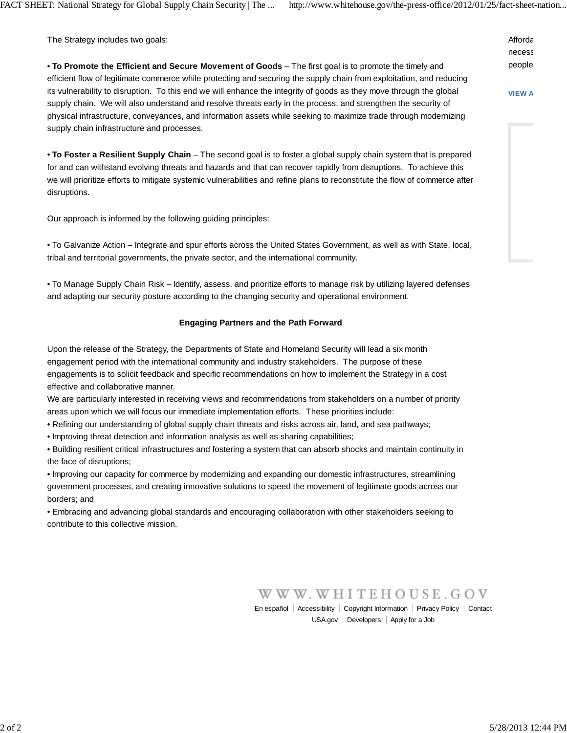The Strategy includes two goals:

• **To Promote the Efficient and Secure Movement of Goods** – The first goal is to promote the timely and efficient flow of legitimate commerce while protecting and securing the supply chain from exploitation, and reducing its vulnerability to disruption. To this end we will enhance the integrity of goods as they move through the global supply chain. We will also understand and resolve threats early in the process, and strengthen the security of physical infrastructure, conveyances, and information assets while seeking to maximize trade through modernizing supply chain infrastructure and processes.

• **To Foster a Resilient Supply Chain** – The second goal is to foster a global supply chain system that is prepared for and can withstand evolving threats and hazards and that can recover rapidly from disruptions. To achieve this we will prioritize efforts to mitigate systemic vulnerabilities and refine plans to reconstitute the flow of commerce after disruptions.

Our approach is informed by the following guiding principles:

• To Galvanize Action – Integrate and spur efforts across the United States Government, as well as with State, local, tribal and territorial governments, the private sector, and the international community.

• To Manage Supply Chain Risk – Identify, assess, and prioritize efforts to manage risk by utilizing layered defenses and adapting our security posture according to the changing security and operational environment.

**Engaging Partners and the Path Forward**

Upon the release of the Strategy, the Departments of State and Homeland Security will lead a six month engagement period with the international community and industry stakeholders. The purpose of these engagements is to solicit feedback and specific recommendations on how to implement the Strategy in a cost effective and collaborative manner.

We are particularly interested in receiving views and recommendations from stakeholders on a number of priority areas upon which we will focus our immediate implementation efforts. These priorities include:

• Refining our understanding of global supply chain threats and risks across air, land, and sea pathways;
• Improving threat detection and information analysis as well as sharing capabilities;
• Building resilient critical infrastructures and fostering a system that can absorb shocks and maintain continuity in the face of disruptions;
• Improving our capacity for commerce by modernizing and expanding our domestic infrastructures, streamlining government processes, and creating innovative solutions to speed the movement of legitimate goods across our borders; and
• Embracing and advancing global standards and encouraging collaboration with other stakeholders seeking to contribute to this collective mission.

WWW.WHITEHOUSE.GOV

En español | Accessibility | Copyright Information | Privacy Policy | Contact
USA.gov | Developers | Apply for a Job